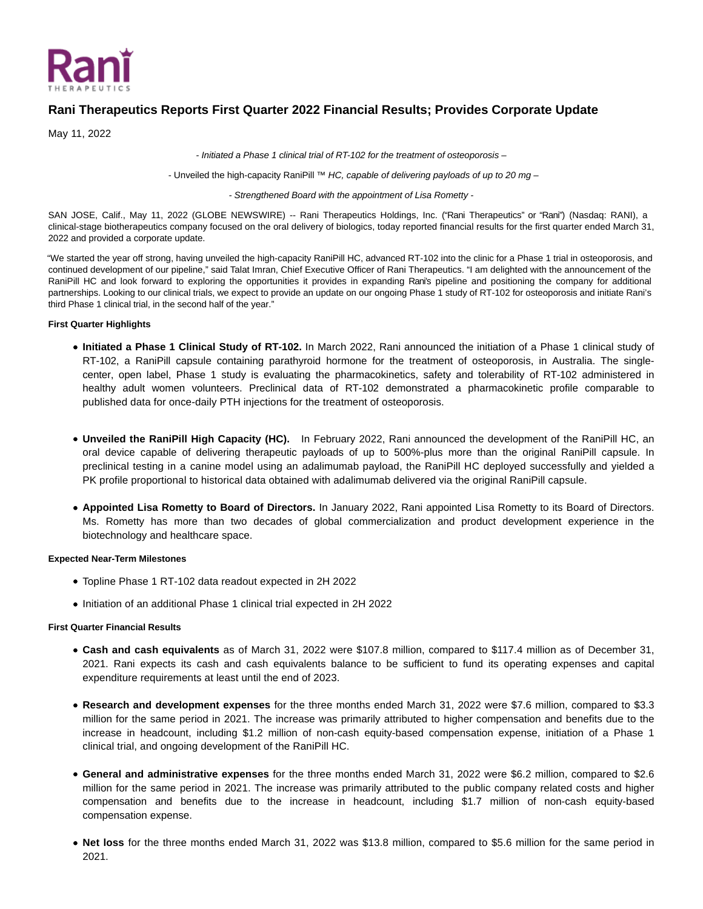# Rani Therapeutics Reports First Quarter 2022 Financial Results; Provides Corporate Update

May 11, 2022

*- Initiated a Phase 1 clinical trial of RT-102 for the treatment of osteoporosis –*

- Unveiled the high-capacity RaniPill ™ *HC, capable of delivering payloads of up to 20 mg –*

*- Strengthened Board with the appointment of Lisa Rometty -*

SAN JOSE, Calif., May 11, 2022 (GLOBE NEWSWIRE) -- Rani Therapeutics Holdings, Inc. ("Rani Therapeutics" or "Rani") (Nasdaq: RANI), a clinical-stage biotherapeutics company focused on the oral delivery of biologics, today reported financial results for the first quarter ended March 31, 2022 and provided a corporate update.

"We started the year off strong, having unveiled the high-capacity RaniPill HC, advanced RT-102 into the clinic for a Phase 1 trial in osteoporosis, and continued development of our pipeline," said Talat Imran, Chief Executive Officer of Rani Therapeutics. "I am delighted with the announcement of the RaniPill HC and look forward to exploring the opportunities it provides in expanding Rani's pipeline and positioning the company for additional partnerships. Looking to our clinical trials, we expect to provide an update on our ongoing Phase 1 study of RT-102 for osteoporosis and initiate Rani's third Phase 1 clinical trial, in the second half of the year."

**First Quarter Highlights**

- **Initiated a Phase 1 Clinical Study of RT-102.** In March 2022, Rani announced the initiation of a Phase 1 clinical study of RT-102, a RaniPill capsule containing parathyroid hormone for the treatment of osteoporosis, in Australia. The single-center, open label, Phase 1 study is evaluating the pharmacokinetics, safety and tolerability of RT-102 administered in healthy adult women volunteers. Preclinical data of RT-102 demonstrated a pharmacokinetic profile comparable to published data for once-daily PTH injections for the treatment of osteoporosis.
- **Unveiled the RaniPill High Capacity (HC).** In February 2022, Rani announced the development of the RaniPill HC, an oral device capable of delivering therapeutic payloads of up to 500%-plus more than the original RaniPill capsule. In preclinical testing in a canine model using an adalimumab payload, the RaniPill HC deployed successfully and yielded a PK profile proportional to historical data obtained with adalimumab delivered via the original RaniPill capsule.
- **Appointed Lisa Rometty to Board of Directors.** In January 2022, Rani appointed Lisa Rometty to its Board of Directors. Ms. Rometty has more than two decades of global commercialization and product development experience in the biotechnology and healthcare space.

**Expected Near-Term Milestones**

- Topline Phase 1 RT-102 data readout expected in 2H 2022
- Initiation of an additional Phase 1 clinical trial expected in 2H 2022

**First Quarter Financial Results**

- **Cash and cash equivalents** as of March 31, 2022 were $107.8 million, compared to $117.4 million as of December 31, 2021. Rani expects its cash and cash equivalents balance to be sufficient to fund its operating expenses and capital expenditure requirements at least until the end of 2023.
- **Research and development expenses** for the three months ended March 31, 2022 were $7.6 million, compared to $3.3 million for the same period in 2021. The increase was primarily attributed to higher compensation and benefits due to the increase in headcount, including $1.2 million of non-cash equity-based compensation expense, initiation of a Phase 1 clinical trial, and ongoing development of the RaniPill HC.
- **General and administrative expenses** for the three months ended March 31, 2022 were $6.2 million, compared to $2.6 million for the same period in 2021. The increase was primarily attributed to the public company related costs and higher compensation and benefits due to the increase in headcount, including $1.7 million of non-cash equity-based compensation expense.
- **Net loss** for the three months ended March 31, 2022 was $13.8 million, compared to $5.6 million for the same period in 2021.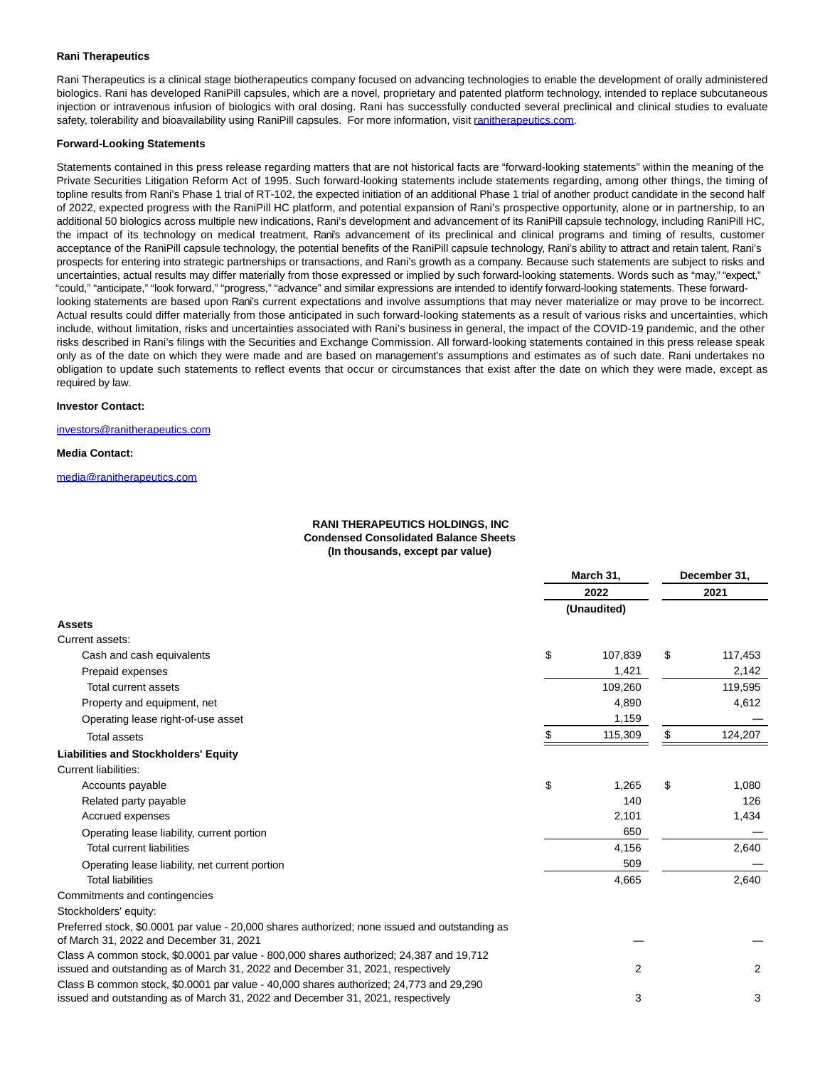**Rani Therapeutics**

Rani Therapeutics is a clinical stage biotherapeutics company focused on advancing technologies to enable the development of orally administered biologics. Rani has developed RaniPill capsules, which are a novel, proprietary and patented platform technology, intended to replace subcutaneous injection or intravenous infusion of biologics with oral dosing. Rani has successfully conducted several preclinical and clinical studies to evaluate safety, tolerability and bioavailability using RaniPill capsules. For more information, visit ranitherapeutics.com.

**Forward-Looking Statements**

Statements contained in this press release regarding matters that are not historical facts are "forward-looking statements" within the meaning of the Private Securities Litigation Reform Act of 1995. Such forward-looking statements include statements regarding, among other things, the timing of topline results from Rani's Phase 1 trial of RT-102, the expected initiation of an additional Phase 1 trial of another product candidate in the second half of 2022, expected progress with the RaniPill HC platform, and potential expansion of Rani's prospective opportunity, alone or in partnership, to an additional 50 biologics across multiple new indications, Rani's development and advancement of its RaniPill capsule technology, including RaniPill HC, the impact of its technology on medical treatment, Rani's advancement of its preclinical and clinical programs and timing of results, customer acceptance of the RaniPill capsule technology, the potential benefits of the RaniPill capsule technology, Rani's ability to attract and retain talent, Rani's prospects for entering into strategic partnerships or transactions, and Rani's growth as a company. Because such statements are subject to risks and uncertainties, actual results may differ materially from those expressed or implied by such forward-looking statements. Words such as "may," "expect," "could," "anticipate," "look forward," "progress," "advance" and similar expressions are intended to identify forward-looking statements. These forward-looking statements are based upon Rani's current expectations and involve assumptions that may never materialize or may prove to be incorrect. Actual results could differ materially from those anticipated in such forward-looking statements as a result of various risks and uncertainties, which include, without limitation, risks and uncertainties associated with Rani's business in general, the impact of the COVID-19 pandemic, and the other risks described in Rani's filings with the Securities and Exchange Commission. All forward-looking statements contained in this press release speak only as of the date on which they were made and are based on management's assumptions and estimates as of such date. Rani undertakes no obligation to update such statements to reflect events that occur or circumstances that exist after the date on which they were made, except as required by law.

**Investor Contact:**

investors@ranitherapeutics.com

**Media Contact:**

media@ranitherapeutics.com

**RANI THERAPEUTICS HOLDINGS, INC**
**Condensed Consolidated Balance Sheets**
**(In thousands, except par value)**

| | March 31, 2022 (Unaudited) | December 31, 2021 |
|---|---|---|
| **Assets** | | |
| Current assets: | | |
| Cash and cash equivalents | $ 107,839 | $ 117,453 |
| Prepaid expenses | 1,421 | 2,142 |
| Total current assets | 109,260 | 119,595 |
| Property and equipment, net | 4,890 | 4,612 |
| Operating lease right-of-use asset | 1,159 | — |
| Total assets | $ 115,309 | $ 124,207 |
| **Liabilities and Stockholders' Equity** | | |
| Current liabilities: | | |
| Accounts payable | $ 1,265 | $ 1,080 |
| Related party payable | 140 | 126 |
| Accrued expenses | 2,101 | 1,434 |
| Operating lease liability, current portion | 650 | — |
| Total current liabilities | 4,156 | 2,640 |
| Operating lease liability, net current portion | 509 | — |
| Total liabilities | 4,665 | 2,640 |
| Commitments and contingencies | | |
| Stockholders' equity: | | |
| Preferred stock, $0.0001 par value - 20,000 shares authorized; none issued and outstanding as of March 31, 2022 and December 31, 2021 | — | — |
| Class A common stock, $0.0001 par value - 800,000 shares authorized; 24,387 and 19,712 issued and outstanding as of March 31, 2022 and December 31, 2021, respectively | 2 | 2 |
| Class B common stock, $0.0001 par value - 40,000 shares authorized; 24,773 and 29,290 issued and outstanding as of March 31, 2022 and December 31, 2021, respectively | 3 | 3 |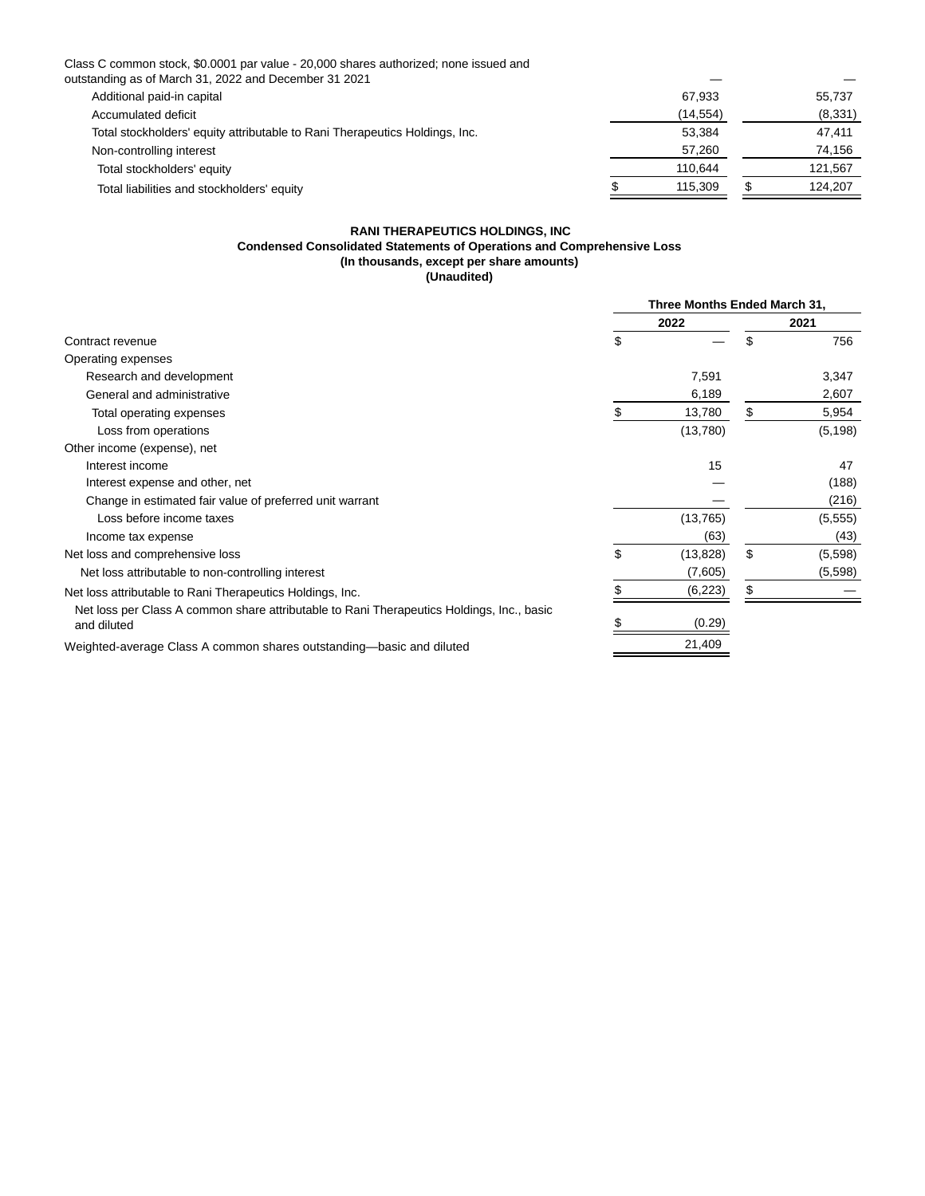| | | |
|---|---|---|
| Class C common stock, $0.0001 par value - 20,000 shares authorized; none issued and outstanding as of March 31, 2022 and December 31 2021 | — | — |
| Additional paid-in capital | 67,933 | 55,737 |
| Accumulated deficit | (14,554) | (8,331) |
| Total stockholders' equity attributable to Rani Therapeutics Holdings, Inc. | 53,384 | 47,411 |
| Non-controlling interest | 57,260 | 74,156 |
| Total stockholders' equity | 110,644 | 121,567 |
| Total liabilities and stockholders' equity | $ 115,309 | $ 124,207 |

**RANI THERAPEUTICS HOLDINGS, INC**
**Condensed Consolidated Statements of Operations and Comprehensive Loss**
**(In thousands, except per share amounts)**
**(Unaudited)**

| | Three Months Ended March 31, | |
|---|---|---|
| | 2022 | 2021 |
| Contract revenue | $ — | $ 756 |
| Operating expenses | | |
| Research and development | 7,591 | 3,347 |
| General and administrative | 6,189 | 2,607 |
| Total operating expenses | $ 13,780 | $ 5,954 |
| Loss from operations | (13,780) | (5,198) |
| Other income (expense), net | | |
| Interest income | 15 | 47 |
| Interest expense and other, net | — | (188) |
| Change in estimated fair value of preferred unit warrant | — | (216) |
| Loss before income taxes | (13,765) | (5,555) |
| Income tax expense | (63) | (43) |
| Net loss and comprehensive loss | $ (13,828) | $ (5,598) |
| Net loss attributable to non-controlling interest | (7,605) | (5,598) |
| Net loss attributable to Rani Therapeutics Holdings, Inc. | $ (6,223) | $ — |
| Net loss per Class A common share attributable to Rani Therapeutics Holdings, Inc., basic and diluted | $ (0.29) | |
| Weighted-average Class A common shares outstanding—basic and diluted | 21,409 | |